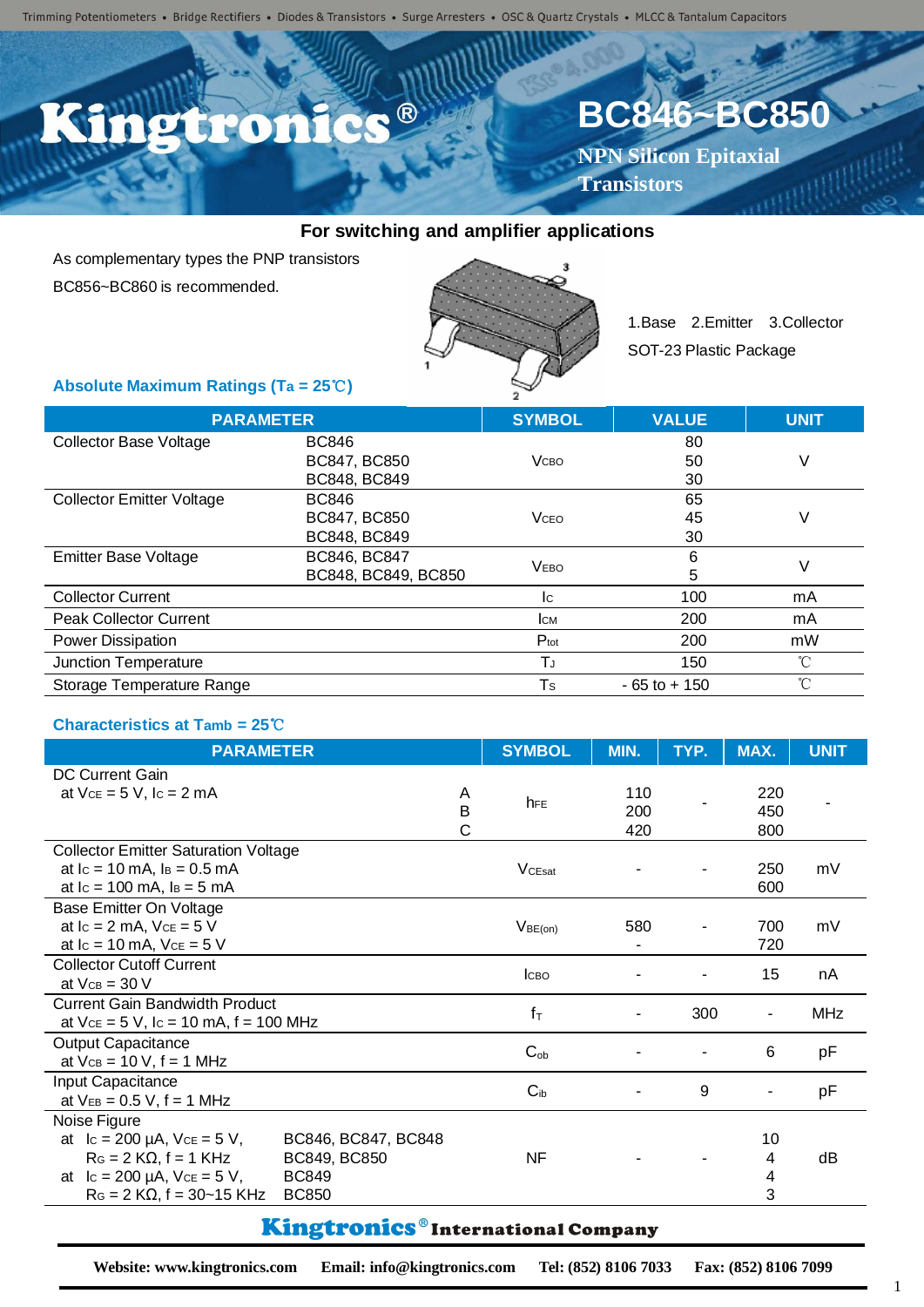Trimming Potentiometers • Bridge Rectifiers • Diodes & Transistors • Surge Arresters • OSC & Quartz Crystals • MLCC & Tantalum Capacitors

# Kingtronics®

# BC846~BC850

**NPN Silicon Epitaxial Transistors**

## For switching and amplifier applications

As complementary types the PNP transistors BC856~BC860 is recommended.

1.Base 2.Emitter 3.Collector

SOT-23 Plastic Package

### Absolute Maximum Ratings ($T_a$ = 25℃)

| PARAMETER | | SYMBOL | VALUE | UNIT |
|---|---|---|---|---|
| Collector Base Voltage | BC846<br>BC847, BC850<br>BC848, BC849 | $V_{CBO}$ | 80<br>50<br>30 | V |
| Collector Emitter Voltage | BC846<br>BC847, BC850<br>BC848, BC849 | $V_{CEO}$ | 65<br>45<br>30 | V |
| Emitter Base Voltage | BC846, BC847<br>BC848, BC849, BC850 | $V_{EBO}$ | 6<br>5 | V |
| Collector Current | | $I_C$ | 100 | mA |
| Peak Collector Current | | $I_{CM}$ | 200 | mA |
| Power Dissipation | | $P_{tot}$ | 200 | mW |
| Junction Temperature | | $T_J$ | 150 | ℃ |
| Storage Temperature Range | | $T_S$ | - 65 to + 150 | ℃ |

### Characteristics at $T_{amb}$ = 25℃

| PARAMETER | | SYMBOL | MIN. | TYP. | MAX. | UNIT |
|---|---|---|---|---|---|---|
| DC Current Gain<br>at $V_{CE}$ = 5 V, $I_C$ = 2 mA | A<br>B<br>C | $h_{FE}$ | 110<br>200<br>420 | - | 220<br>450<br>800 | - |
| Collector Emitter Saturation Voltage<br>at $I_C$ = 10 mA, $I_B$ = 0.5 mA<br>at $I_C$ = 100 mA, $I_B$ = 5 mA | | $V_{CEsat}$ | - | - | 250<br>600 | mV |
| Base Emitter On Voltage<br>at $I_C$ = 2 mA, $V_{CE}$ = 5 V<br>at $I_C$ = 10 mA, $V_{CE}$ = 5 V | | $V_{BE(on)}$ | 580<br>- | - | 700<br>720 | mV |
| Collector Cutoff Current<br>at $V_{CB}$ = 30 V | | $I_{CBO}$ | - | - | 15 | nA |
| Current Gain Bandwidth Product<br>at $V_{CE}$ = 5 V, $I_C$ = 10 mA, f = 100 MHz | | $f_T$ | - | 300 | - | MHz |
| Output Capacitance<br>at $V_{CB}$ = 10 V, f = 1 MHz | | $C_{ob}$ | - | - | 6 | pF |
| Input Capacitance<br>at $V_{EB}$ = 0.5 V, f = 1 MHz | | $C_{ib}$ | - | 9 | - | pF |
| Noise Figure<br>at $I_C$ = 200 µA, $V_{CE}$ = 5 V, $R_G$ = 2 KΩ, f = 1 KHz<br>at $I_C$ = 200 µA, $V_{CE}$ = 5 V, $R_G$ = 2 KΩ, f = 30~15 KHz | BC846, BC847, BC848<br>BC849, BC850<br>BC849<br>BC850 | NF | - | - | 10<br>4<br>4<br>3 | dB |

**Kingtronics® International Company**

**Website: www.kingtronics.com Email: info@kingtronics.com Tel: (852) 8106 7033 Fax: (852) 8106 7099**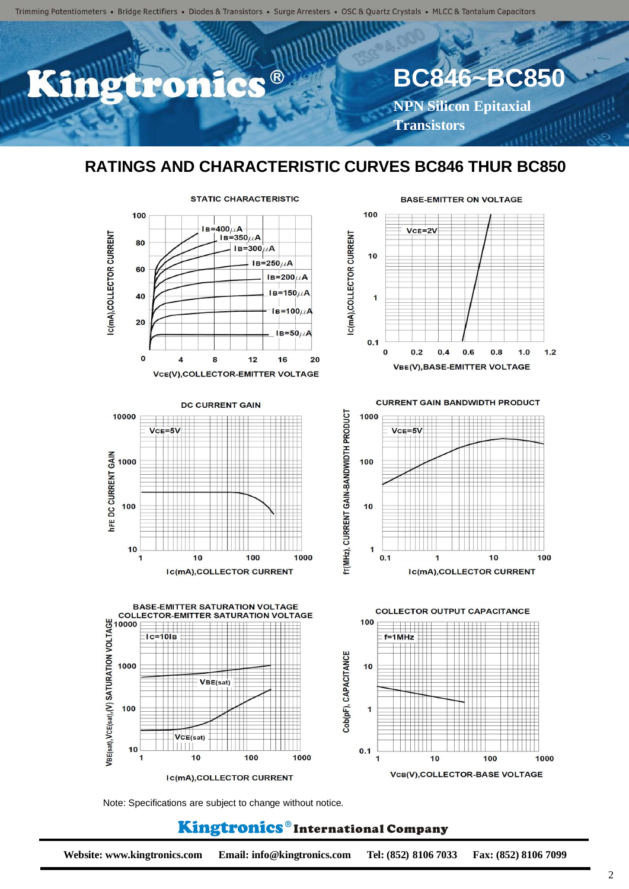# Kingtronics®

**BC846~BC850**

**NPN Silicon Epitaxial Transistors**

## RATINGS AND CHARACTERISTIC CURVES BC846 THUR BC850

STATIC CHARACTERISTIC

Ic(mA),COLLECTOR CURRENT

100
80
60
40
20
0

$I_B$=400μA
$I_B$=350μA
$I_B$=300μA
$I_B$=250μA
$I_B$=200μA
$I_B$=150μA
$I_B$=100μA
$I_B$=50μA

4 8 12 16 20

$V_{CE}$(V),COLLECTOR-EMITTER VOLTAGE

BASE-EMITTER ON VOLTAGE

Ic(mA),COLLECTOR CURRENT

100
10
1
0.1

$V_{CE}$=2V

0 0.2 0.4 0.6 0.8 1.0 1.2

$V_{BE}$(V),BASE-EMITTER VOLTAGE

DC CURRENT GAIN

$h_{FE}$ DC CURRENT GAIN

10000
1000
100
10

$V_{CE}$=5V

1 10 100 1000

Ic(mA),COLLECTOR CURRENT

CURRENT GAIN BANDWIDTH PRODUCT

$f_T$(MHz), CURRENT GAIN-BANDWIDTH PRODUCT

1000
100
10
1

$V_{CE}$=5V

0.1 1 10 100

Ic(mA),COLLECTOR CURRENT

BASE-EMITTER SATURATION VOLTAGE
COLLECTOR-EMITTER SATURATION VOLTAGE

$V_{BE(sat)}$,$V_{CE(sat)}$(V) SATURATION VOLTAGE

10000
1000
100
10

Ic=10$I_B$

$V_{BE(sat)}$

$V_{CE(sat)}$

1 10 100 1000

Ic(mA),COLLECTOR CURRENT

COLLECTOR OUTPUT CAPACITANCE

Cob(pF), CAPACITANCE

100
10
1
0.1

f=1MHz

1 10 100 1000

$V_{CB}$(V),COLLECTOR-BASE VOLTAGE

Note: Specifications are subject to change without notice.

**Kingtronics® International Company**

**Website: www.kingtronics.com Email: info@kingtronics.com Tel: (852) 8106 7033 Fax: (852) 8106 7099**